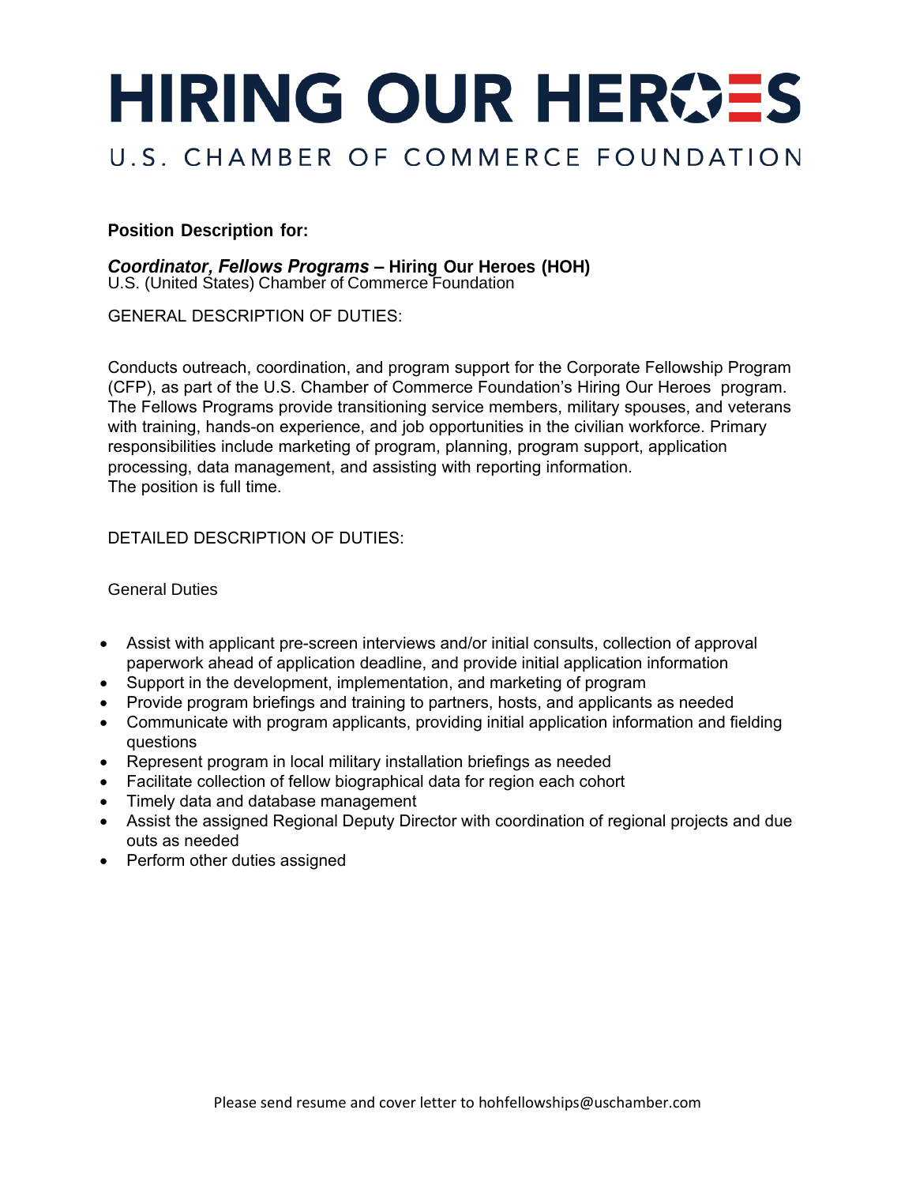# HIRING OUR HEROES

## U.S. CHAMBER OF COMMERCE FOUNDATION

**Position Description for:**

***Coordinator, Fellows Programs*** **– Hiring Our Heroes (HOH)**
U.S. (United States) Chamber of Commerce Foundation

GENERAL DESCRIPTION OF DUTIES:

Conducts outreach, coordination, and program support for the Corporate Fellowship Program (CFP), as part of the U.S. Chamber of Commerce Foundation's Hiring Our Heroes program. The Fellows Programs provide transitioning service members, military spouses, and veterans with training, hands-on experience, and job opportunities in the civilian workforce. Primary responsibilities include marketing of program, planning, program support, application processing, data management, and assisting with reporting information.
The position is full time.

DETAILED DESCRIPTION OF DUTIES:

General Duties

- Assist with applicant pre-screen interviews and/or initial consults, collection of approval paperwork ahead of application deadline, and provide initial application information
- Support in the development, implementation, and marketing of program
- Provide program briefings and training to partners, hosts, and applicants as needed
- Communicate with program applicants, providing initial application information and fielding questions
- Represent program in local military installation briefings as needed
- Facilitate collection of fellow biographical data for region each cohort
- Timely data and database management
- Assist the assigned Regional Deputy Director with coordination of regional projects and due outs as needed
- Perform other duties assigned

Please send resume and cover letter to hohfellowships@uschamber.com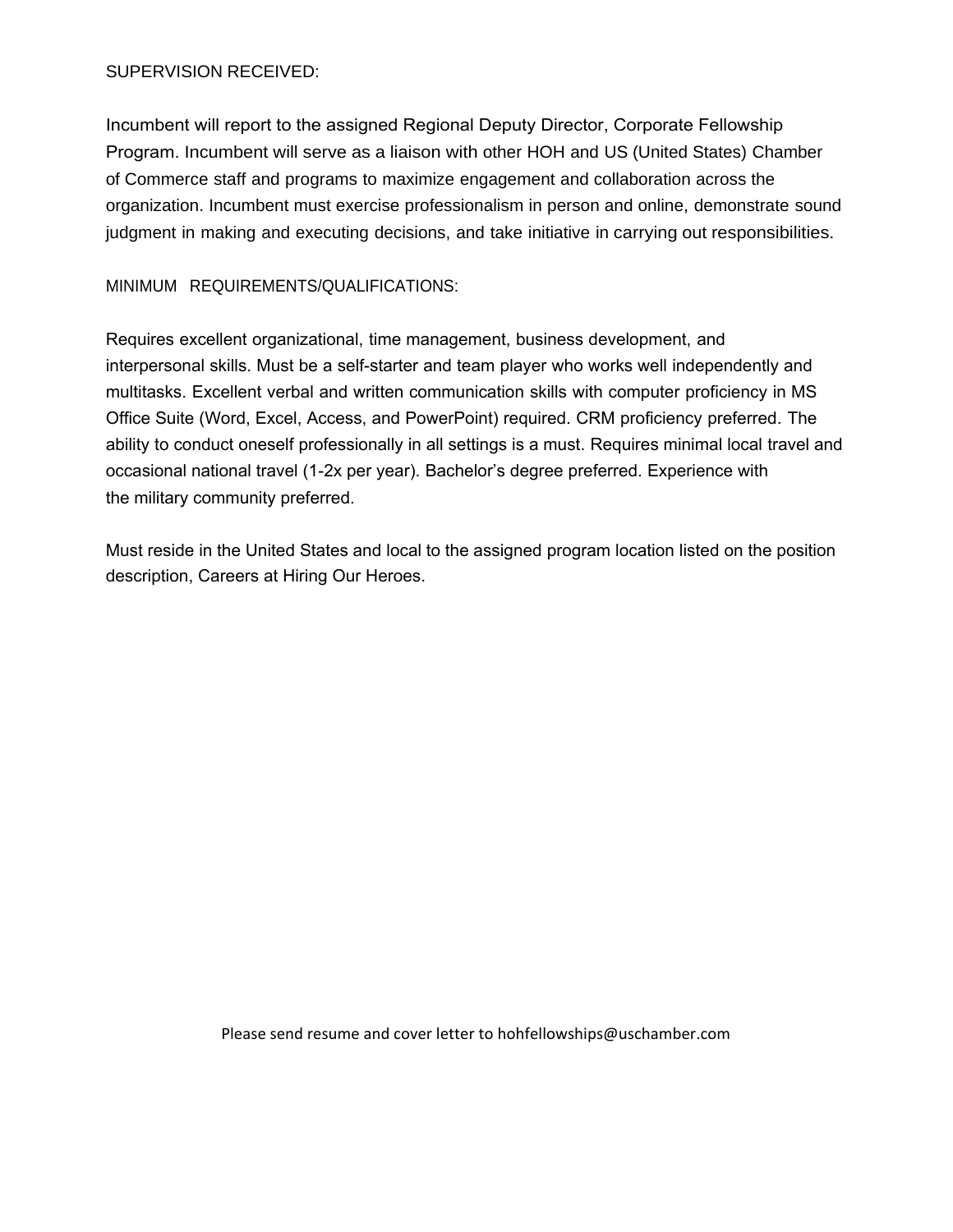SUPERVISION RECEIVED:

Incumbent will report to the assigned Regional Deputy Director, Corporate Fellowship Program. Incumbent will serve as a liaison with other HOH and US (United States) Chamber of Commerce staff and programs to maximize engagement and collaboration across the organization. Incumbent must exercise professionalism in person and online, demonstrate sound judgment in making and executing decisions, and take initiative in carrying out responsibilities.

MINIMUM REQUIREMENTS/QUALIFICATIONS:

Requires excellent organizational, time management, business development, and interpersonal skills. Must be a self-starter and team player who works well independently and multitasks. Excellent verbal and written communication skills with computer proficiency in MS Office Suite (Word, Excel, Access, and PowerPoint) required. CRM proficiency preferred. The ability to conduct oneself professionally in all settings is a must. Requires minimal local travel and occasional national travel (1-2x per year). Bachelor's degree preferred. Experience with the military community preferred.

Must reside in the United States and local to the assigned program location listed on the position description, Careers at Hiring Our Heroes.

Please send resume and cover letter to hohfellowships@uschamber.com